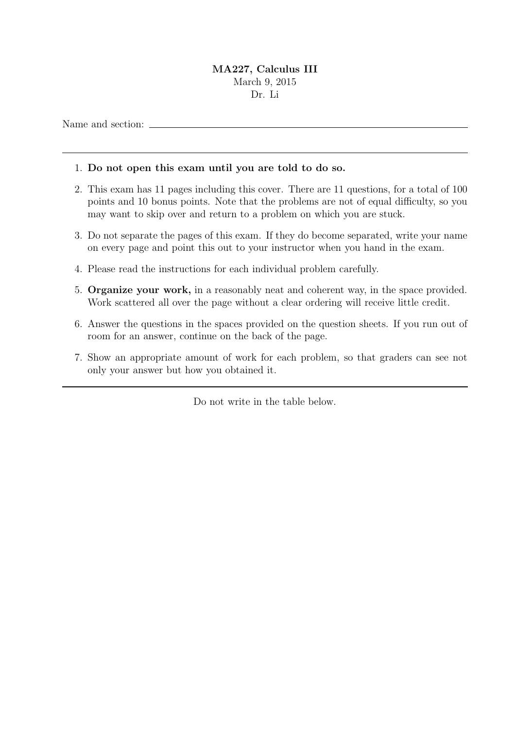**MA227, Calculus III**

March 9, 2015

Dr. Li

Name and section: \_\_\_\_\_\_\_\_\_\_\_\_\_\_\_\_\_\_\_\_\_\_\_\_\_\_\_\_\_\_\_\_\_\_\_\_\_\_\_\_

---

1. **Do not open this exam until you are told to do so.**
2. This exam has 11 pages including this cover. There are 11 questions, for a total of 100 points and 10 bonus points. Note that the problems are not of equal difficulty, so you may want to skip over and return to a problem on which you are stuck.
3. Do not separate the pages of this exam. If they do become separated, write your name on every page and point this out to your instructor when you hand in the exam.
4. Please read the instructions for each individual problem carefully.
5. **Organize your work,** in a reasonably neat and coherent way, in the space provided. Work scattered all over the page without a clear ordering will receive little credit.
6. Answer the questions in the spaces provided on the question sheets. If you run out of room for an answer, continue on the back of the page.
7. Show an appropriate amount of work for each problem, so that graders can see not only your answer but how you obtained it.

---

Do not write in the table below.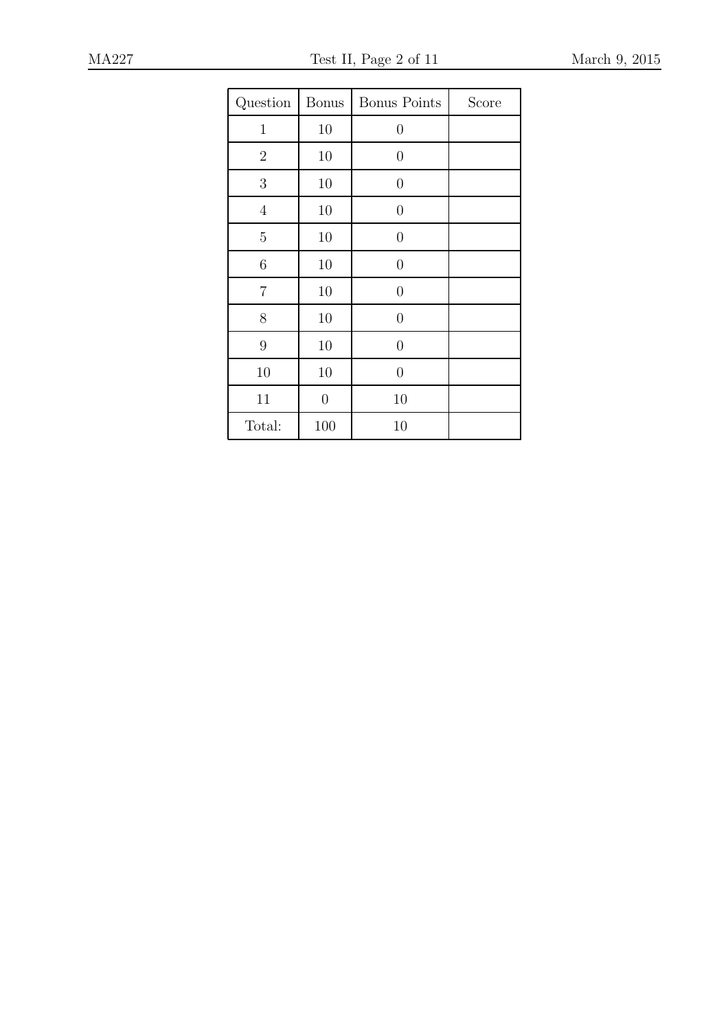| Question | Bonus | Bonus Points | Score |
|---|---|---|---|
| 1 | 10 | 0 | |
| 2 | 10 | 0 | |
| 3 | 10 | 0 | |
| 4 | 10 | 0 | |
| 5 | 10 | 0 | |
| 6 | 10 | 0 | |
| 7 | 10 | 0 | |
| 8 | 10 | 0 | |
| 9 | 10 | 0 | |
| 10 | 10 | 0 | |
| 11 | 0 | 10 | |
| Total: | 100 | 10 | |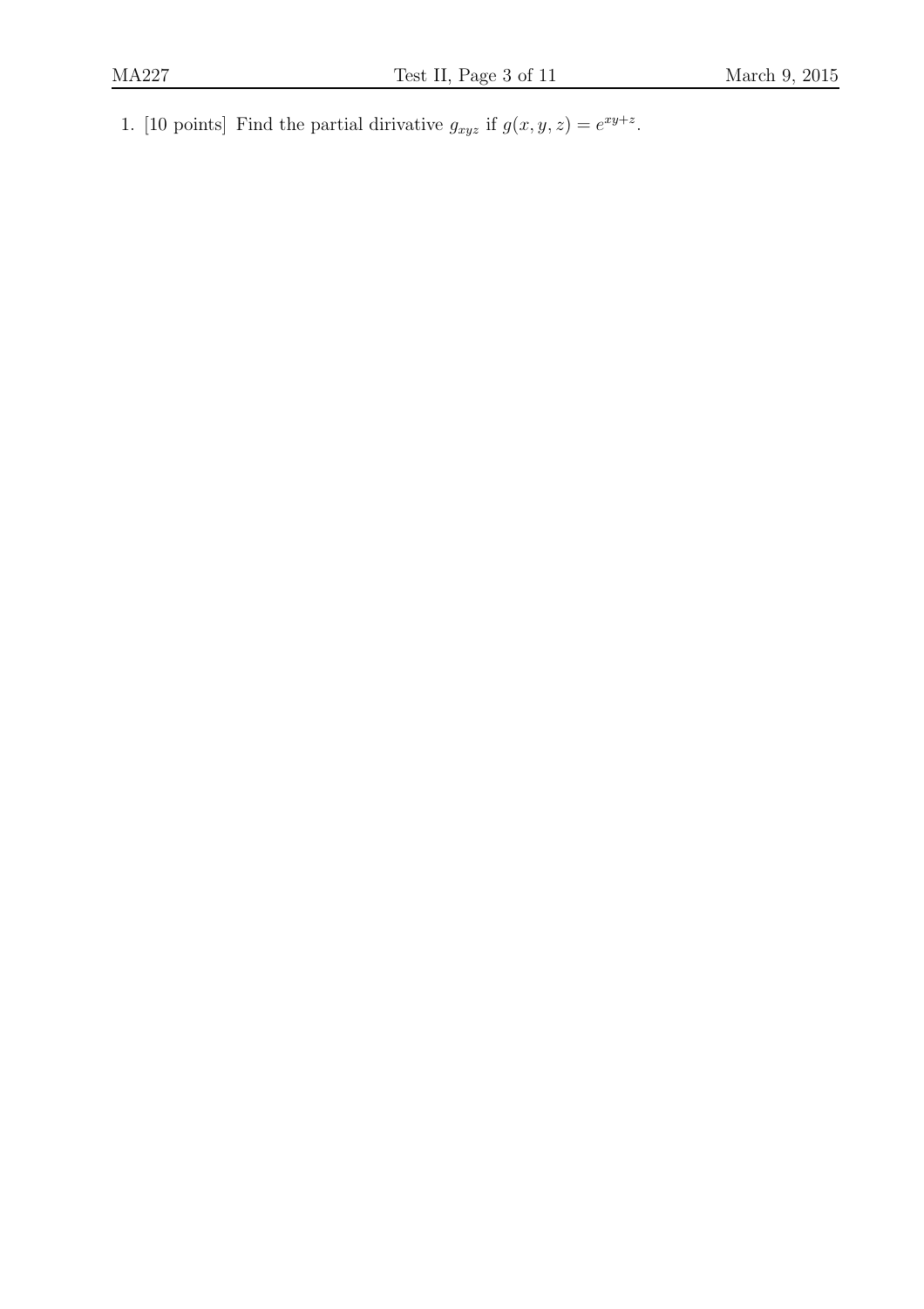1. [10 points] Find the partial dirivative $g_{xyz}$ if $g(x, y, z) = e^{xy+z}$.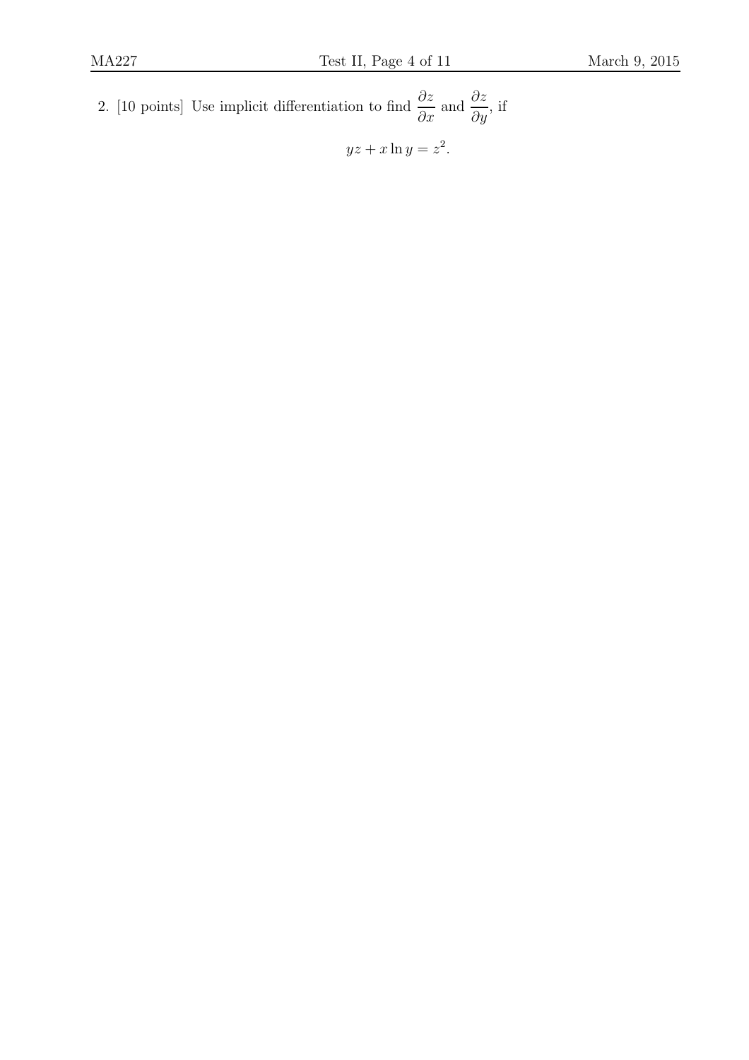2. [10 points] Use implicit differentiation to find $\dfrac{\partial z}{\partial x}$ and $\dfrac{\partial z}{\partial y}$, if

$$yz + x \ln y = z^2.$$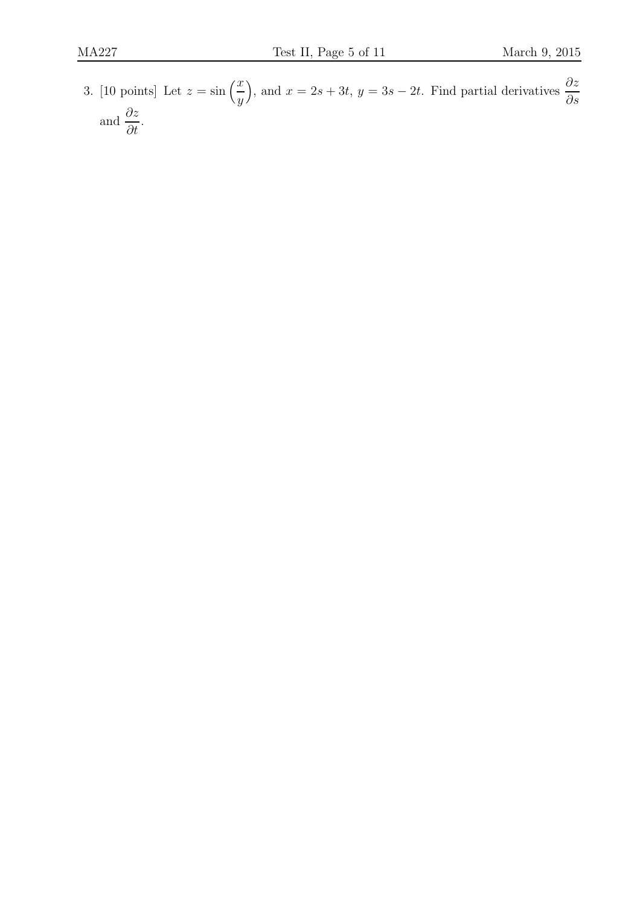3. [10 points] Let $z = \sin\left(\dfrac{x}{y}\right)$, and $x = 2s + 3t$, $y = 3s - 2t$. Find partial derivatives $\dfrac{\partial z}{\partial s}$ and $\dfrac{\partial z}{\partial t}$.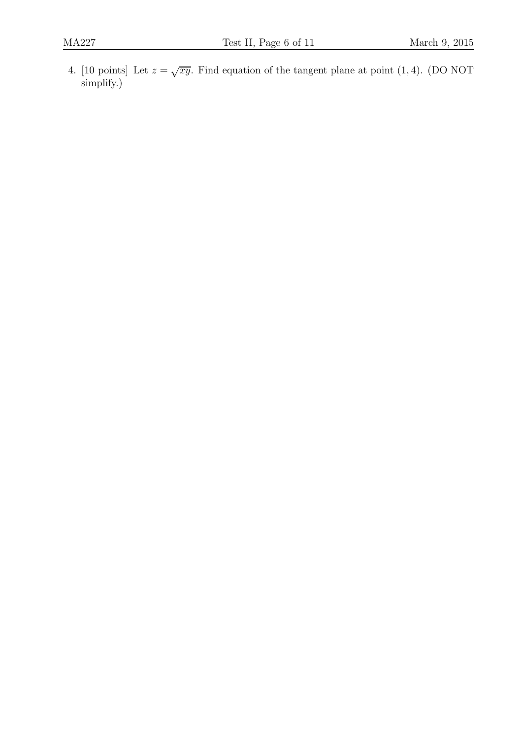4. [10 points] Let $z = \sqrt{xy}$. Find equation of the tangent plane at point $(1, 4)$. (DO NOT simplify.)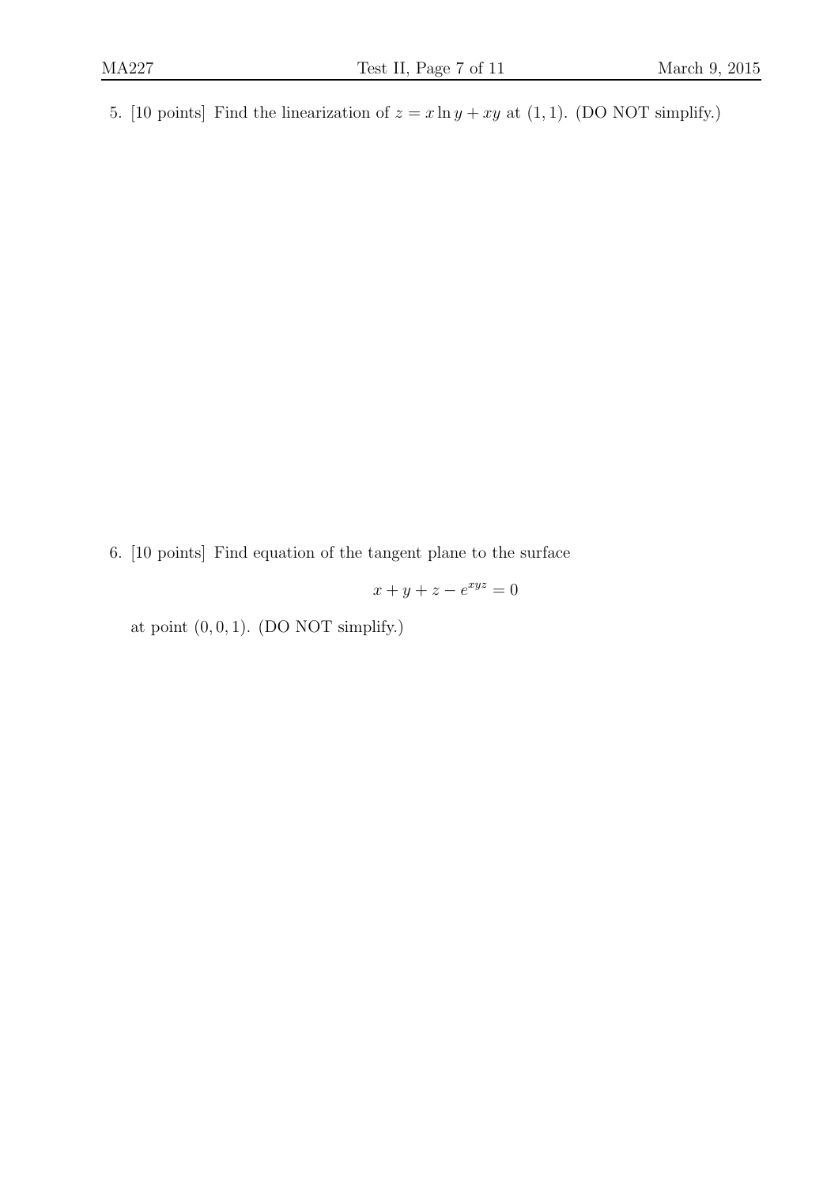5. [10 points] Find the linearization of $z = x \ln y + xy$ at $(1, 1)$. (DO NOT simplify.)

6. [10 points] Find equation of the tangent plane to the surface

$$x + y + z - e^{xyz} = 0$$

at point $(0, 0, 1)$. (DO NOT simplify.)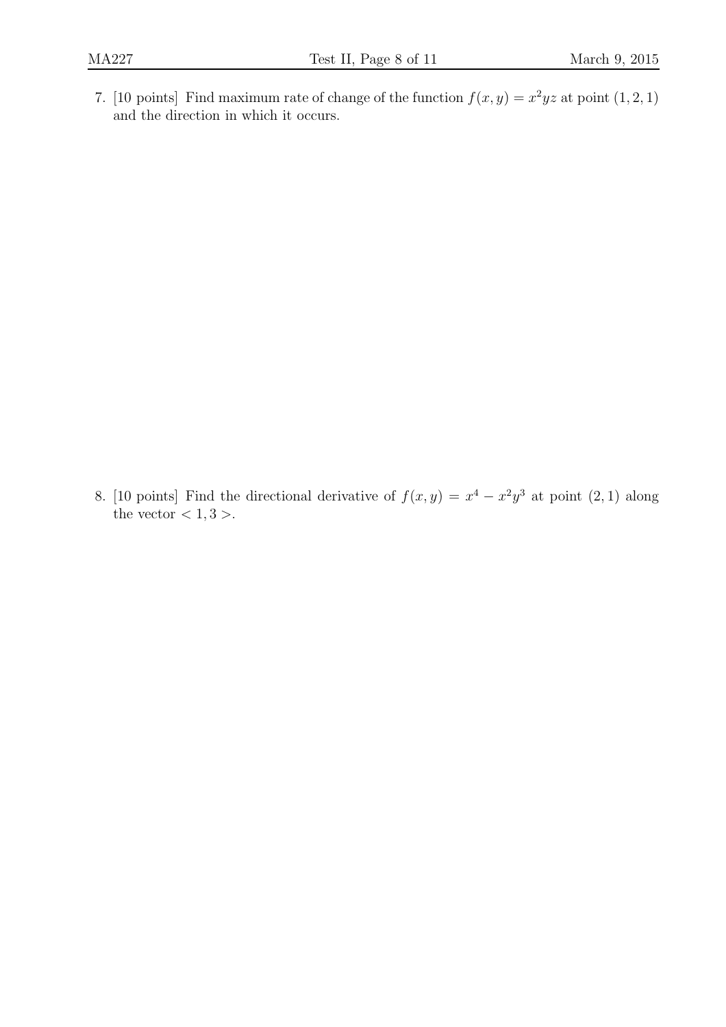7. [10 points] Find maximum rate of change of the function $f(x, y) = x^2yz$ at point $(1, 2, 1)$ and the direction in which it occurs.

8. [10 points] Find the directional derivative of $f(x, y) = x^4 - x^2y^3$ at point $(2, 1)$ along the vector $< 1, 3 >$.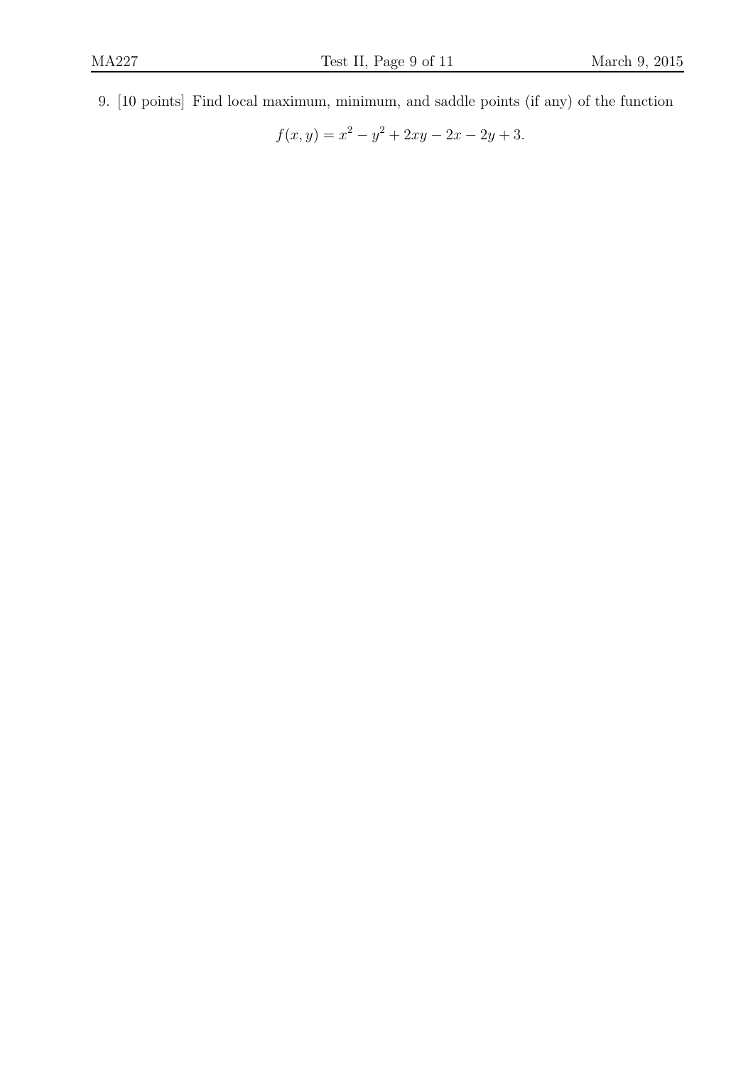9. [10 points] Find local maximum, minimum, and saddle points (if any) of the function

$$f(x, y) = x^2 - y^2 + 2xy - 2x - 2y + 3.$$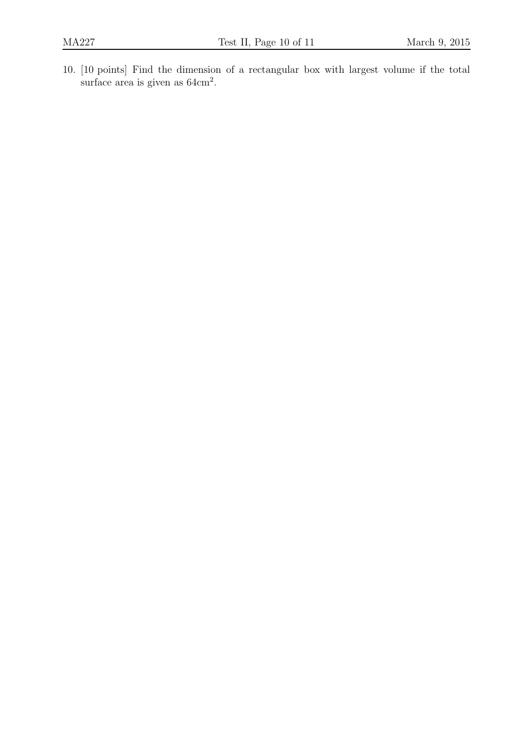10. [10 points] Find the dimension of a rectangular box with largest volume if the total surface area is given as $64\text{cm}^2$.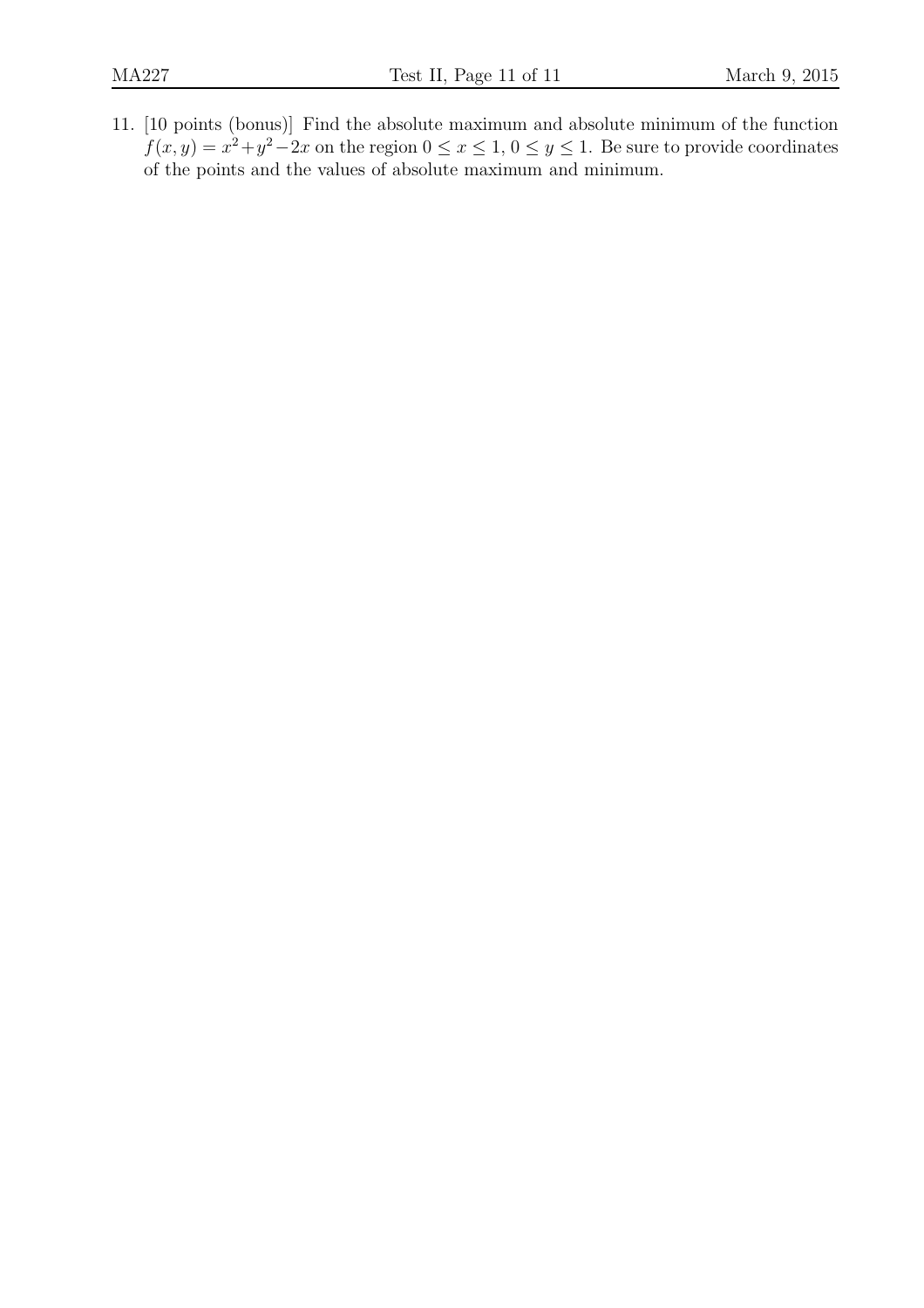11. [10 points (bonus)] Find the absolute maximum and absolute minimum of the function $f(x, y) = x^2 + y^2 - 2x$ on the region $0 \leq x \leq 1$, $0 \leq y \leq 1$. Be sure to provide coordinates of the points and the values of absolute maximum and minimum.